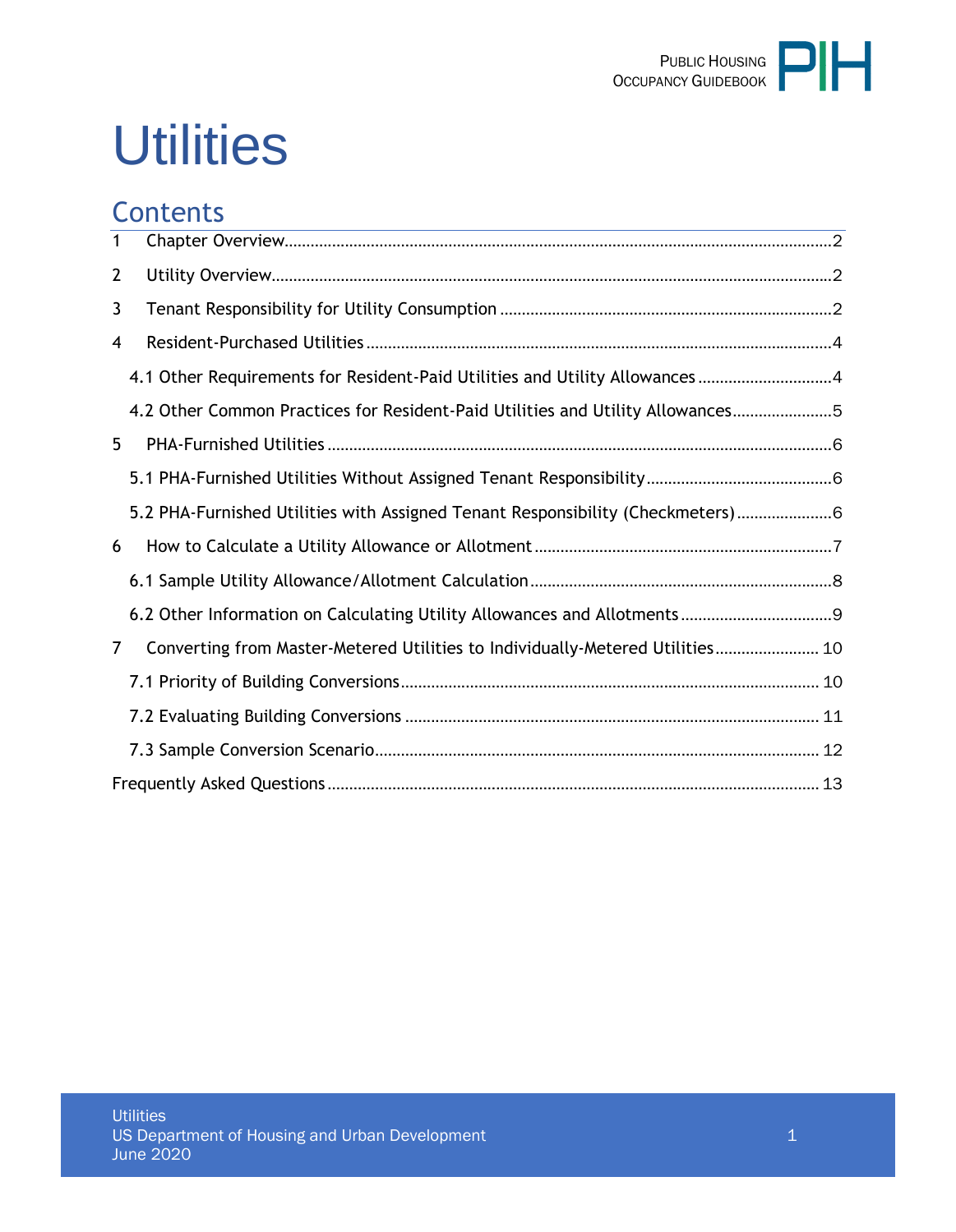# Utilities

## Contents

1 Chapter Overview....2

2 Utility Overview....2

3 Tenant Responsibility for Utility Consumption....2

4 Resident-Purchased Utilities....4

- 4.1 Other Requirements for Resident-Paid Utilities and Utility Allowances....4
- 4.2 Other Common Practices for Resident-Paid Utilities and Utility Allowances....5

5 PHA-Furnished Utilities....6

- 5.1 PHA-Furnished Utilities Without Assigned Tenant Responsibility....6
- 5.2 PHA-Furnished Utilities with Assigned Tenant Responsibility (Checkmeters)....6

6 How to Calculate a Utility Allowance or Allotment....7

- 6.1 Sample Utility Allowance/Allotment Calculation....8
- 6.2 Other Information on Calculating Utility Allowances and Allotments....9

7 Converting from Master-Metered Utilities to Individually-Metered Utilities....10

- 7.1 Priority of Building Conversions....10
- 7.2 Evaluating Building Conversions....11
- 7.3 Sample Conversion Scenario....12

Frequently Asked Questions....13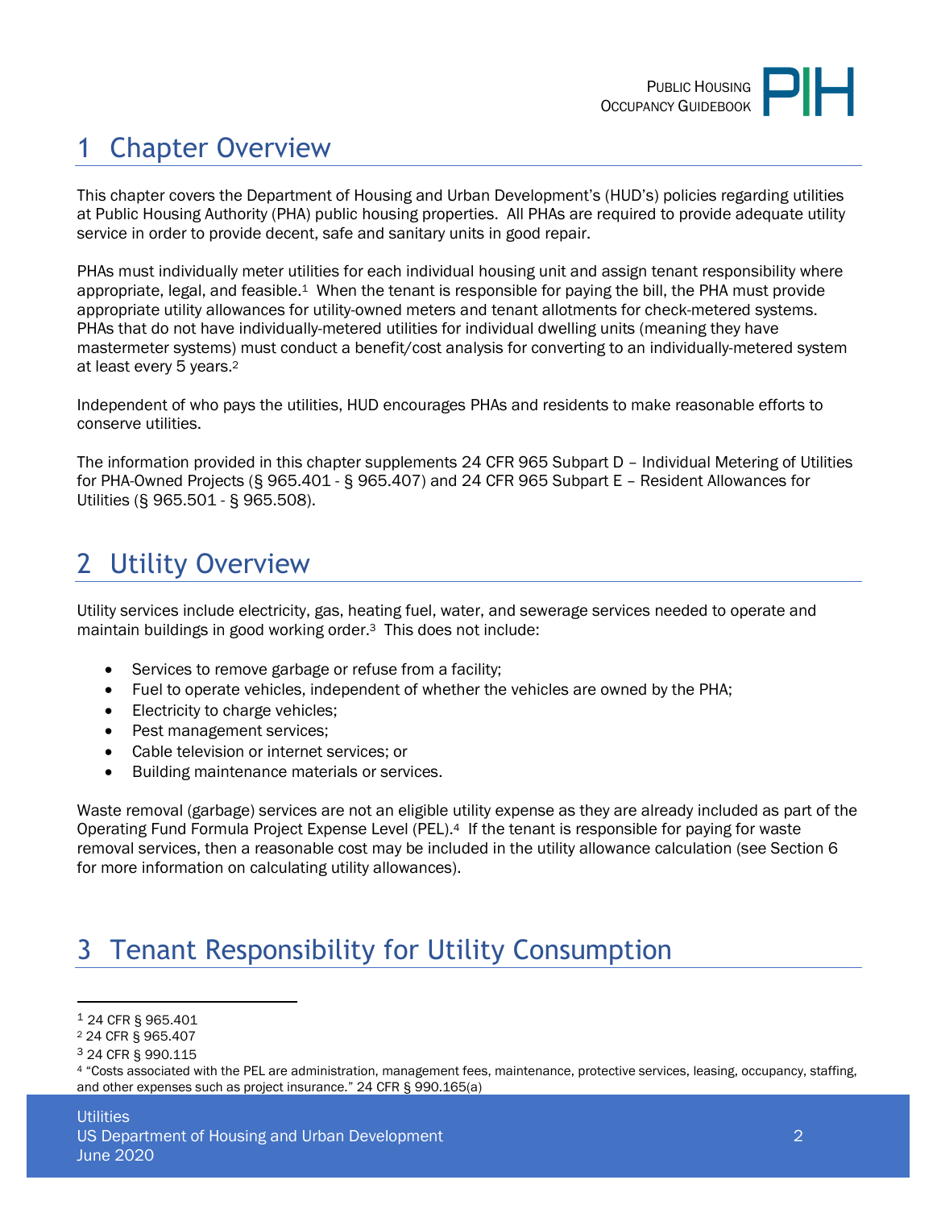# 1 Chapter Overview

This chapter covers the Department of Housing and Urban Development's (HUD's) policies regarding utilities at Public Housing Authority (PHA) public housing properties. All PHAs are required to provide adequate utility service in order to provide decent, safe and sanitary units in good repair.

PHAs must individually meter utilities for each individual housing unit and assign tenant responsibility where appropriate, legal, and feasible.[1] When the tenant is responsible for paying the bill, the PHA must provide appropriate utility allowances for utility-owned meters and tenant allotments for check-metered systems. PHAs that do not have individually-metered utilities for individual dwelling units (meaning they have mastermeter systems) must conduct a benefit/cost analysis for converting to an individually-metered system at least every 5 years.[2]

Independent of who pays the utilities, HUD encourages PHAs and residents to make reasonable efforts to conserve utilities.

The information provided in this chapter supplements 24 CFR 965 Subpart D – Individual Metering of Utilities for PHA-Owned Projects (§ 965.401 - § 965.407) and 24 CFR 965 Subpart E – Resident Allowances for Utilities (§ 965.501 - § 965.508).

# 2 Utility Overview

Utility services include electricity, gas, heating fuel, water, and sewerage services needed to operate and maintain buildings in good working order.[3] This does not include:

- Services to remove garbage or refuse from a facility;
- Fuel to operate vehicles, independent of whether the vehicles are owned by the PHA;
- Electricity to charge vehicles;
- Pest management services;
- Cable television or internet services; or
- Building maintenance materials or services.

Waste removal (garbage) services are not an eligible utility expense as they are already included as part of the Operating Fund Formula Project Expense Level (PEL).[4] If the tenant is responsible for paying for waste removal services, then a reasonable cost may be included in the utility allowance calculation (see Section 6 for more information on calculating utility allowances).

# 3 Tenant Responsibility for Utility Consumption

[1] 24 CFR § 965.401
[2] 24 CFR § 965.407
[3] 24 CFR § 990.115
[4] "Costs associated with the PEL are administration, management fees, maintenance, protective services, leasing, occupancy, staffing, and other expenses such as project insurance." 24 CFR § 990.165(a)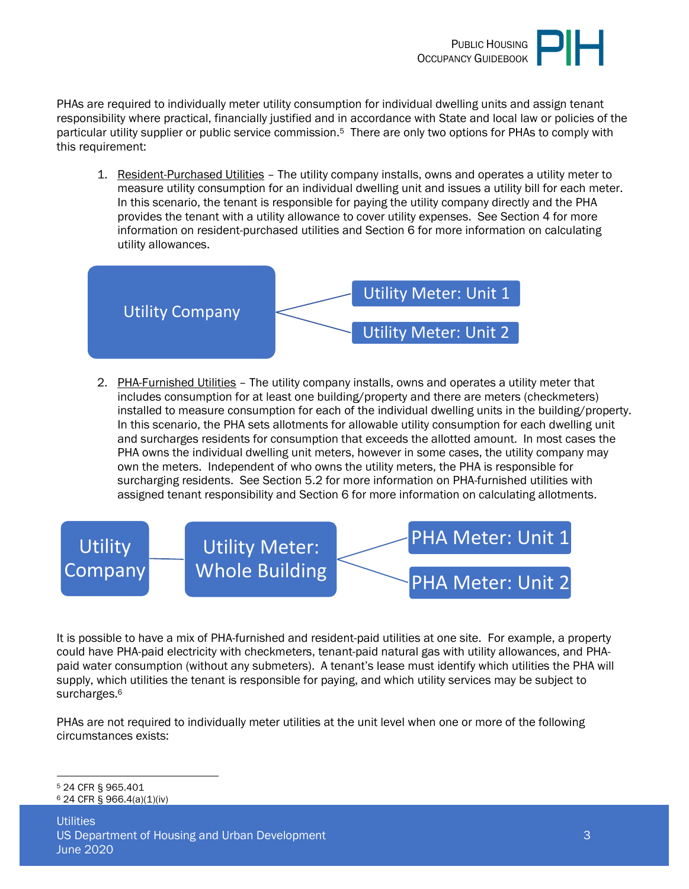PHAs are required to individually meter utility consumption for individual dwelling units and assign tenant responsibility where practical, financially justified and in accordance with State and local law or policies of the particular utility supplier or public service commission.[5] There are only two options for PHAs to comply with this requirement:

1. Resident-Purchased Utilities – The utility company installs, owns and operates a utility meter to measure utility consumption for an individual dwelling unit and issues a utility bill for each meter. In this scenario, the tenant is responsible for paying the utility company directly and the PHA provides the tenant with a utility allowance to cover utility expenses. See Section 4 for more information on resident-purchased utilities and Section 6 for more information on calculating utility allowances.

Utility Company → Utility Meter: Unit 1; Utility Meter: Unit 2

2. PHA-Furnished Utilities – The utility company installs, owns and operates a utility meter that includes consumption for at least one building/property and there are meters (checkmeters) installed to measure consumption for each of the individual dwelling units in the building/property. In this scenario, the PHA sets allotments for allowable utility consumption for each dwelling unit and surcharges residents for consumption that exceeds the allotted amount. In most cases the PHA owns the individual dwelling unit meters, however in some cases, the utility company may own the meters. Independent of who owns the utility meters, the PHA is responsible for surcharging residents. See Section 5.2 for more information on PHA-furnished utilities with assigned tenant responsibility and Section 6 for more information on calculating allotments.

Utility Company → Utility Meter: Whole Building → PHA Meter: Unit 1; PHA Meter: Unit 2

It is possible to have a mix of PHA-furnished and resident-paid utilities at one site. For example, a property could have PHA-paid electricity with checkmeters, tenant-paid natural gas with utility allowances, and PHA-paid water consumption (without any submeters). A tenant's lease must identify which utilities the PHA will supply, which utilities the tenant is responsible for paying, and which utility services may be subject to surcharges.[6]

PHAs are not required to individually meter utilities at the unit level when one or more of the following circumstances exists:

---

[5] 24 CFR § 965.401

[6] 24 CFR § 966.4(a)(1)(iv)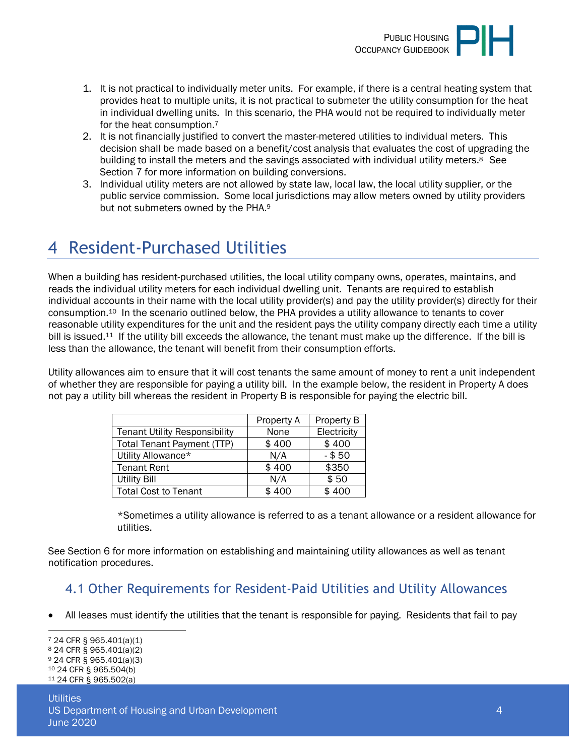1. It is not practical to individually meter units. For example, if there is a central heating system that provides heat to multiple units, it is not practical to submeter the utility consumption for the heat in individual dwelling units. In this scenario, the PHA would not be required to individually meter for the heat consumption.[7]
2. It is not financially justified to convert the master-metered utilities to individual meters. This decision shall be made based on a benefit/cost analysis that evaluates the cost of upgrading the building to install the meters and the savings associated with individual utility meters.[8] See Section 7 for more information on building conversions.
3. Individual utility meters are not allowed by state law, local law, the local utility supplier, or the public service commission. Some local jurisdictions may allow meters owned by utility providers but not submeters owned by the PHA.[9]

# 4 Resident-Purchased Utilities

When a building has resident-purchased utilities, the local utility company owns, operates, maintains, and reads the individual utility meters for each individual dwelling unit. Tenants are required to establish individual accounts in their name with the local utility provider(s) and pay the utility provider(s) directly for their consumption.[10] In the scenario outlined below, the PHA provides a utility allowance to tenants to cover reasonable utility expenditures for the unit and the resident pays the utility company directly each time a utility bill is issued.[11] If the utility bill exceeds the allowance, the tenant must make up the difference. If the bill is less than the allowance, the tenant will benefit from their consumption efforts.

Utility allowances aim to ensure that it will cost tenants the same amount of money to rent a unit independent of whether they are responsible for paying a utility bill. In the example below, the resident in Property A does not pay a utility bill whereas the resident in Property B is responsible for paying the electric bill.

| | Property A | Property B |
|---|---|---|
| Tenant Utility Responsibility | None | Electricity |
| Total Tenant Payment (TTP) | $ 400 | $ 400 |
| Utility Allowance* | N/A | - $ 50 |
| Tenant Rent | $ 400 | $350 |
| Utility Bill | N/A | $ 50 |
| Total Cost to Tenant | $ 400 | $ 400 |

*Sometimes a utility allowance is referred to as a tenant allowance or a resident allowance for utilities.

See Section 6 for more information on establishing and maintaining utility allowances as well as tenant notification procedures.

## 4.1 Other Requirements for Resident-Paid Utilities and Utility Allowances

- All leases must identify the utilities that the tenant is responsible for paying. Residents that fail to pay

[7] 24 CFR § 965.401(a)(1)
[8] 24 CFR § 965.401(a)(2)
[9] 24 CFR § 965.401(a)(3)
[10] 24 CFR § 965.504(b)
[11] 24 CFR § 965.502(a)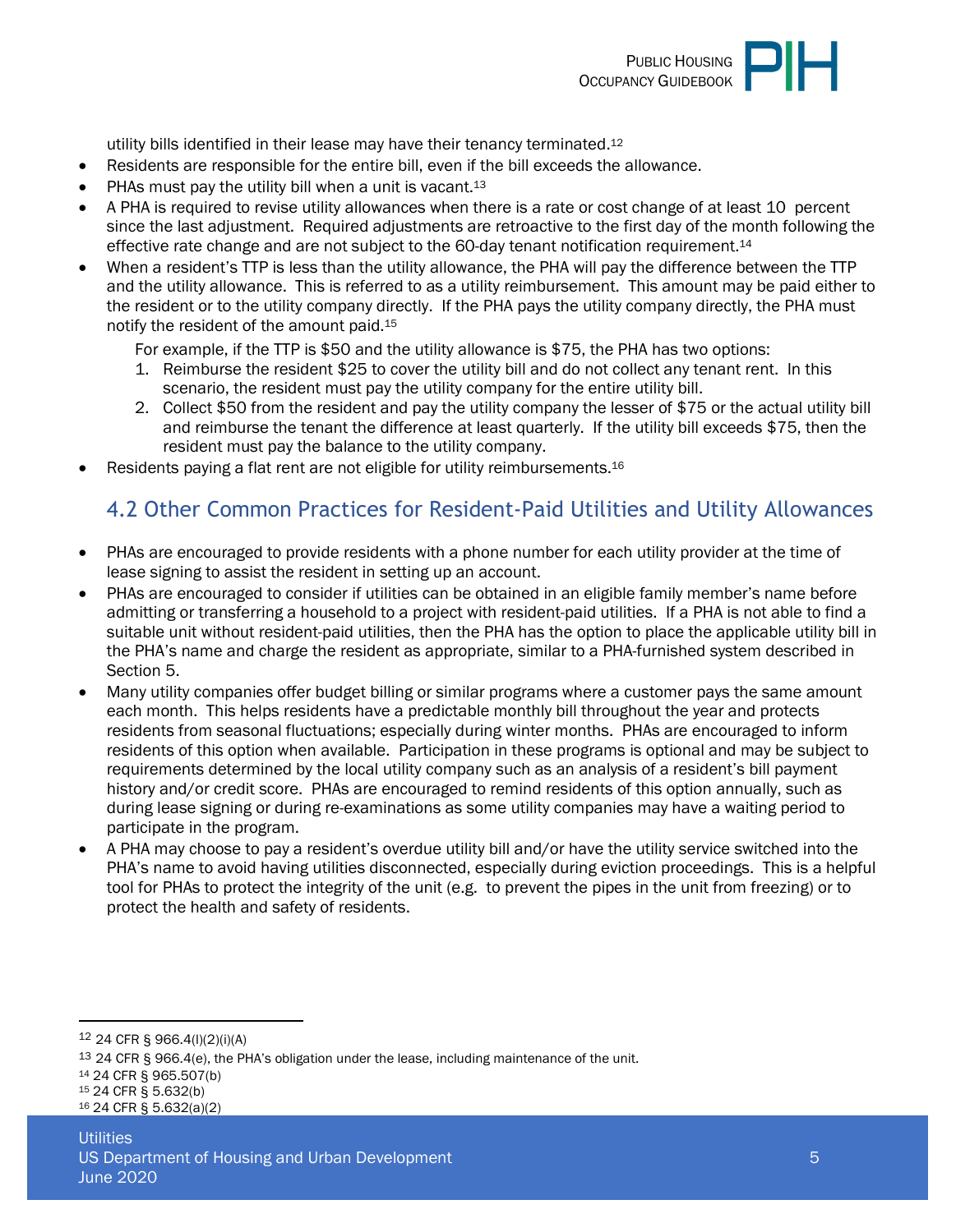utility bills identified in their lease may have their tenancy terminated.[12]

- Residents are responsible for the entire bill, even if the bill exceeds the allowance.
- PHAs must pay the utility bill when a unit is vacant.[13]
- A PHA is required to revise utility allowances when there is a rate or cost change of at least 10 percent since the last adjustment. Required adjustments are retroactive to the first day of the month following the effective rate change and are not subject to the 60-day tenant notification requirement.[14]
- When a resident's TTP is less than the utility allowance, the PHA will pay the difference between the TTP and the utility allowance. This is referred to as a utility reimbursement. This amount may be paid either to the resident or to the utility company directly. If the PHA pays the utility company directly, the PHA must notify the resident of the amount paid.[15]

  For example, if the TTP is $50 and the utility allowance is $75, the PHA has two options:
  1. Reimburse the resident $25 to cover the utility bill and do not collect any tenant rent. In this scenario, the resident must pay the utility company for the entire utility bill.
  2. Collect $50 from the resident and pay the utility company the lesser of $75 or the actual utility bill and reimburse the tenant the difference at least quarterly. If the utility bill exceeds $75, then the resident must pay the balance to the utility company.
- Residents paying a flat rent are not eligible for utility reimbursements.[16]

## 4.2 Other Common Practices for Resident-Paid Utilities and Utility Allowances

- PHAs are encouraged to provide residents with a phone number for each utility provider at the time of lease signing to assist the resident in setting up an account.
- PHAs are encouraged to consider if utilities can be obtained in an eligible family member's name before admitting or transferring a household to a project with resident-paid utilities. If a PHA is not able to find a suitable unit without resident-paid utilities, then the PHA has the option to place the applicable utility bill in the PHA's name and charge the resident as appropriate, similar to a PHA-furnished system described in Section 5.
- Many utility companies offer budget billing or similar programs where a customer pays the same amount each month. This helps residents have a predictable monthly bill throughout the year and protects residents from seasonal fluctuations; especially during winter months. PHAs are encouraged to inform residents of this option when available. Participation in these programs is optional and may be subject to requirements determined by the local utility company such as an analysis of a resident's bill payment history and/or credit score. PHAs are encouraged to remind residents of this option annually, such as during lease signing or during re-examinations as some utility companies may have a waiting period to participate in the program.
- A PHA may choose to pay a resident's overdue utility bill and/or have the utility service switched into the PHA's name to avoid having utilities disconnected, especially during eviction proceedings. This is a helpful tool for PHAs to protect the integrity of the unit (e.g. to prevent the pipes in the unit from freezing) or to protect the health and safety of residents.

---

[12] 24 CFR § 966.4(l)(2)(i)(A)

[13] 24 CFR § 966.4(e), the PHA's obligation under the lease, including maintenance of the unit.

[14] 24 CFR § 965.507(b)

[15] 24 CFR § 5.632(b)

[16] 24 CFR § 5.632(a)(2)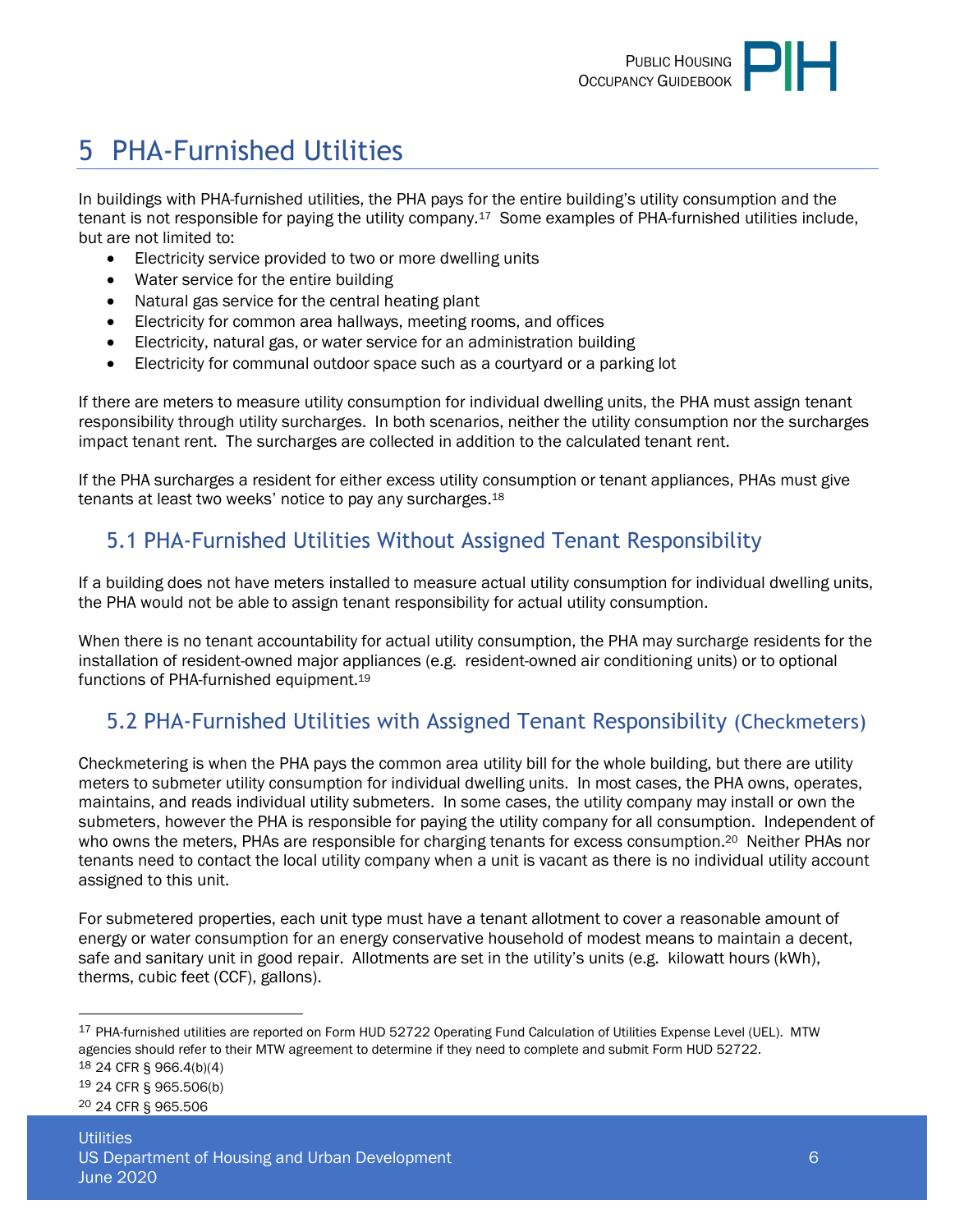# 5 PHA-Furnished Utilities

In buildings with PHA-furnished utilities, the PHA pays for the entire building's utility consumption and the tenant is not responsible for paying the utility company.[17] Some examples of PHA-furnished utilities include, but are not limited to:

- Electricity service provided to two or more dwelling units
- Water service for the entire building
- Natural gas service for the central heating plant
- Electricity for common area hallways, meeting rooms, and offices
- Electricity, natural gas, or water service for an administration building
- Electricity for communal outdoor space such as a courtyard or a parking lot

If there are meters to measure utility consumption for individual dwelling units, the PHA must assign tenant responsibility through utility surcharges. In both scenarios, neither the utility consumption nor the surcharges impact tenant rent. The surcharges are collected in addition to the calculated tenant rent.

If the PHA surcharges a resident for either excess utility consumption or tenant appliances, PHAs must give tenants at least two weeks' notice to pay any surcharges.[18]

## 5.1 PHA-Furnished Utilities Without Assigned Tenant Responsibility

If a building does not have meters installed to measure actual utility consumption for individual dwelling units, the PHA would not be able to assign tenant responsibility for actual utility consumption.

When there is no tenant accountability for actual utility consumption, the PHA may surcharge residents for the installation of resident-owned major appliances (e.g. resident-owned air conditioning units) or to optional functions of PHA-furnished equipment.[19]

## 5.2 PHA-Furnished Utilities with Assigned Tenant Responsibility (Checkmeters)

Checkmetering is when the PHA pays the common area utility bill for the whole building, but there are utility meters to submeter utility consumption for individual dwelling units. In most cases, the PHA owns, operates, maintains, and reads individual utility submeters. In some cases, the utility company may install or own the submeters, however the PHA is responsible for paying the utility company for all consumption. Independent of who owns the meters, PHAs are responsible for charging tenants for excess consumption.[20] Neither PHAs nor tenants need to contact the local utility company when a unit is vacant as there is no individual utility account assigned to this unit.

For submetered properties, each unit type must have a tenant allotment to cover a reasonable amount of energy or water consumption for an energy conservative household of modest means to maintain a decent, safe and sanitary unit in good repair. Allotments are set in the utility's units (e.g. kilowatt hours (kWh), therms, cubic feet (CCF), gallons).

---

[17] PHA-furnished utilities are reported on Form HUD 52722 Operating Fund Calculation of Utilities Expense Level (UEL). MTW agencies should refer to their MTW agreement to determine if they need to complete and submit Form HUD 52722.

[18] 24 CFR § 966.4(b)(4)

[19] 24 CFR § 965.506(b)

[20] 24 CFR § 965.506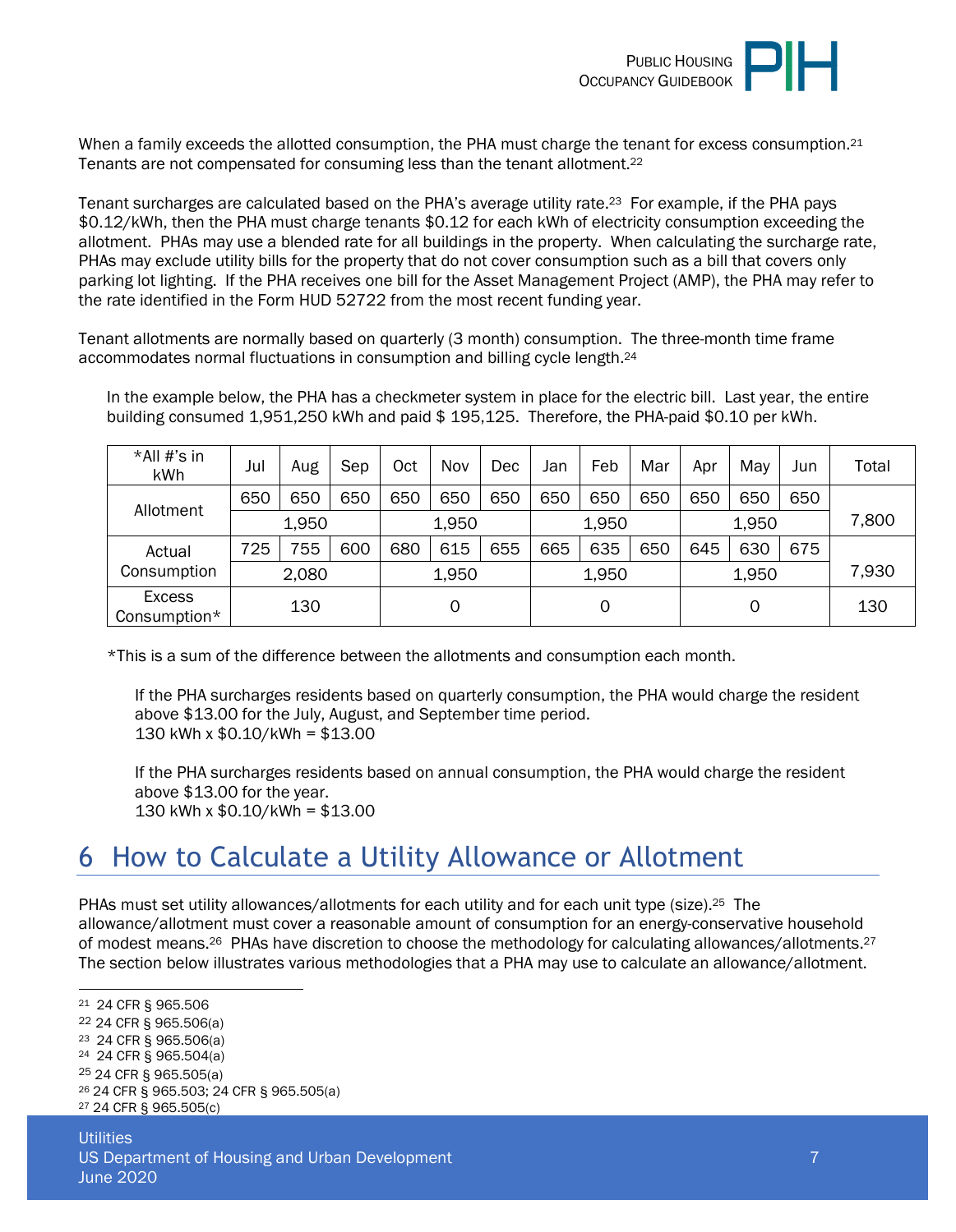When a family exceeds the allotted consumption, the PHA must charge the tenant for excess consumption.[21] Tenants are not compensated for consuming less than the tenant allotment.[22]

Tenant surcharges are calculated based on the PHA's average utility rate.[23] For example, if the PHA pays $0.12/kWh, then the PHA must charge tenants $0.12 for each kWh of electricity consumption exceeding the allotment. PHAs may use a blended rate for all buildings in the property. When calculating the surcharge rate, PHAs may exclude utility bills for the property that do not cover consumption such as a bill that covers only parking lot lighting. If the PHA receives one bill for the Asset Management Project (AMP), the PHA may refer to the rate identified in the Form HUD 52722 from the most recent funding year.

Tenant allotments are normally based on quarterly (3 month) consumption. The three-month time frame accommodates normal fluctuations in consumption and billing cycle length.[24]

In the example below, the PHA has a checkmeter system in place for the electric bill. Last year, the entire building consumed 1,951,250 kWh and paid $ 195,125. Therefore, the PHA-paid $0.10 per kWh.

| *All #'s in kWh | Jul | Aug | Sep | Oct | Nov | Dec | Jan | Feb | Mar | Apr | May | Jun | Total |
|---|---|---|---|---|---|---|---|---|---|---|---|---|---|
| Allotment | 650 | 650 | 650 | 650 | 650 | 650 | 650 | 650 | 650 | 650 | 650 | 650 | |
| | 1,950 | | | 1,950 | | | 1,950 | | | 1,950 | | | 7,800 |
| Actual Consumption | 725 | 755 | 600 | 680 | 615 | 655 | 665 | 635 | 650 | 645 | 630 | 675 | |
| | 2,080 | | | 1,950 | | | 1,950 | | | 1,950 | | | 7,930 |
| Excess Consumption* | 130 | | | 0 | | | 0 | | | 0 | | | 130 |

*This is a sum of the difference between the allotments and consumption each month.

If the PHA surcharges residents based on quarterly consumption, the PHA would charge the resident above $13.00 for the July, August, and September time period.
130 kWh x $0.10/kWh = $13.00

If the PHA surcharges residents based on annual consumption, the PHA would charge the resident above $13.00 for the year.
130 kWh x $0.10/kWh = $13.00

# 6 How to Calculate a Utility Allowance or Allotment

PHAs must set utility allowances/allotments for each utility and for each unit type (size).[25] The allowance/allotment must cover a reasonable amount of consumption for an energy-conservative household of modest means.[26] PHAs have discretion to choose the methodology for calculating allowances/allotments.[27] The section below illustrates various methodologies that a PHA may use to calculate an allowance/allotment.

---

[21] 24 CFR § 965.506
[22] 24 CFR § 965.506(a)
[23] 24 CFR § 965.506(a)
[24] 24 CFR § 965.504(a)
[25] 24 CFR § 965.505(a)
[26] 24 CFR § 965.503; 24 CFR § 965.505(a)
[27] 24 CFR § 965.505(c)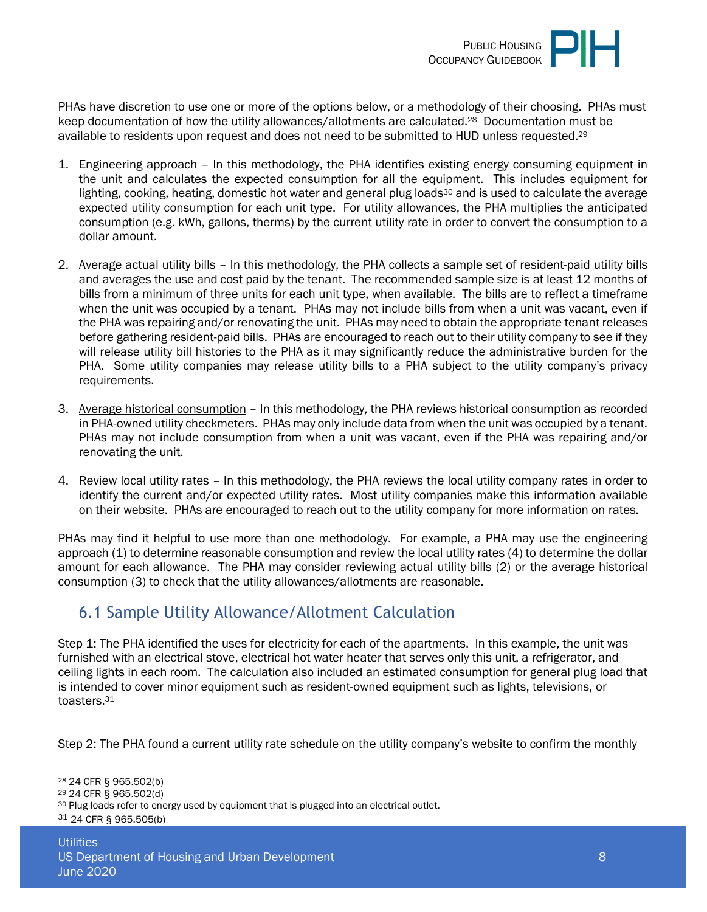PHAs have discretion to use one or more of the options below, or a methodology of their choosing. PHAs must keep documentation of how the utility allowances/allotments are calculated.[28] Documentation must be available to residents upon request and does not need to be submitted to HUD unless requested.[29]

1. Engineering approach – In this methodology, the PHA identifies existing energy consuming equipment in the unit and calculates the expected consumption for all the equipment. This includes equipment for lighting, cooking, heating, domestic hot water and general plug loads[30] and is used to calculate the average expected utility consumption for each unit type. For utility allowances, the PHA multiplies the anticipated consumption (e.g. kWh, gallons, therms) by the current utility rate in order to convert the consumption to a dollar amount.

2. Average actual utility bills – In this methodology, the PHA collects a sample set of resident-paid utility bills and averages the use and cost paid by the tenant. The recommended sample size is at least 12 months of bills from a minimum of three units for each unit type, when available. The bills are to reflect a timeframe when the unit was occupied by a tenant. PHAs may not include bills from when a unit was vacant, even if the PHA was repairing and/or renovating the unit. PHAs may need to obtain the appropriate tenant releases before gathering resident-paid bills. PHAs are encouraged to reach out to their utility company to see if they will release utility bill histories to the PHA as it may significantly reduce the administrative burden for the PHA. Some utility companies may release utility bills to a PHA subject to the utility company's privacy requirements.

3. Average historical consumption – In this methodology, the PHA reviews historical consumption as recorded in PHA-owned utility checkmeters. PHAs may only include data from when the unit was occupied by a tenant. PHAs may not include consumption from when a unit was vacant, even if the PHA was repairing and/or renovating the unit.

4. Review local utility rates – In this methodology, the PHA reviews the local utility company rates in order to identify the current and/or expected utility rates. Most utility companies make this information available on their website. PHAs are encouraged to reach out to the utility company for more information on rates.

PHAs may find it helpful to use more than one methodology. For example, a PHA may use the engineering approach (1) to determine reasonable consumption and review the local utility rates (4) to determine the dollar amount for each allowance. The PHA may consider reviewing actual utility bills (2) or the average historical consumption (3) to check that the utility allowances/allotments are reasonable.

## 6.1 Sample Utility Allowance/Allotment Calculation

Step 1: The PHA identified the uses for electricity for each of the apartments. In this example, the unit was furnished with an electrical stove, electrical hot water heater that serves only this unit, a refrigerator, and ceiling lights in each room. The calculation also included an estimated consumption for general plug load that is intended to cover minor equipment such as resident-owned equipment such as lights, televisions, or toasters.[31]

Step 2: The PHA found a current utility rate schedule on the utility company's website to confirm the monthly

---

[28] 24 CFR § 965.502(b)

[29] 24 CFR § 965.502(d)

[30] Plug loads refer to energy used by equipment that is plugged into an electrical outlet.

[31] 24 CFR § 965.505(b)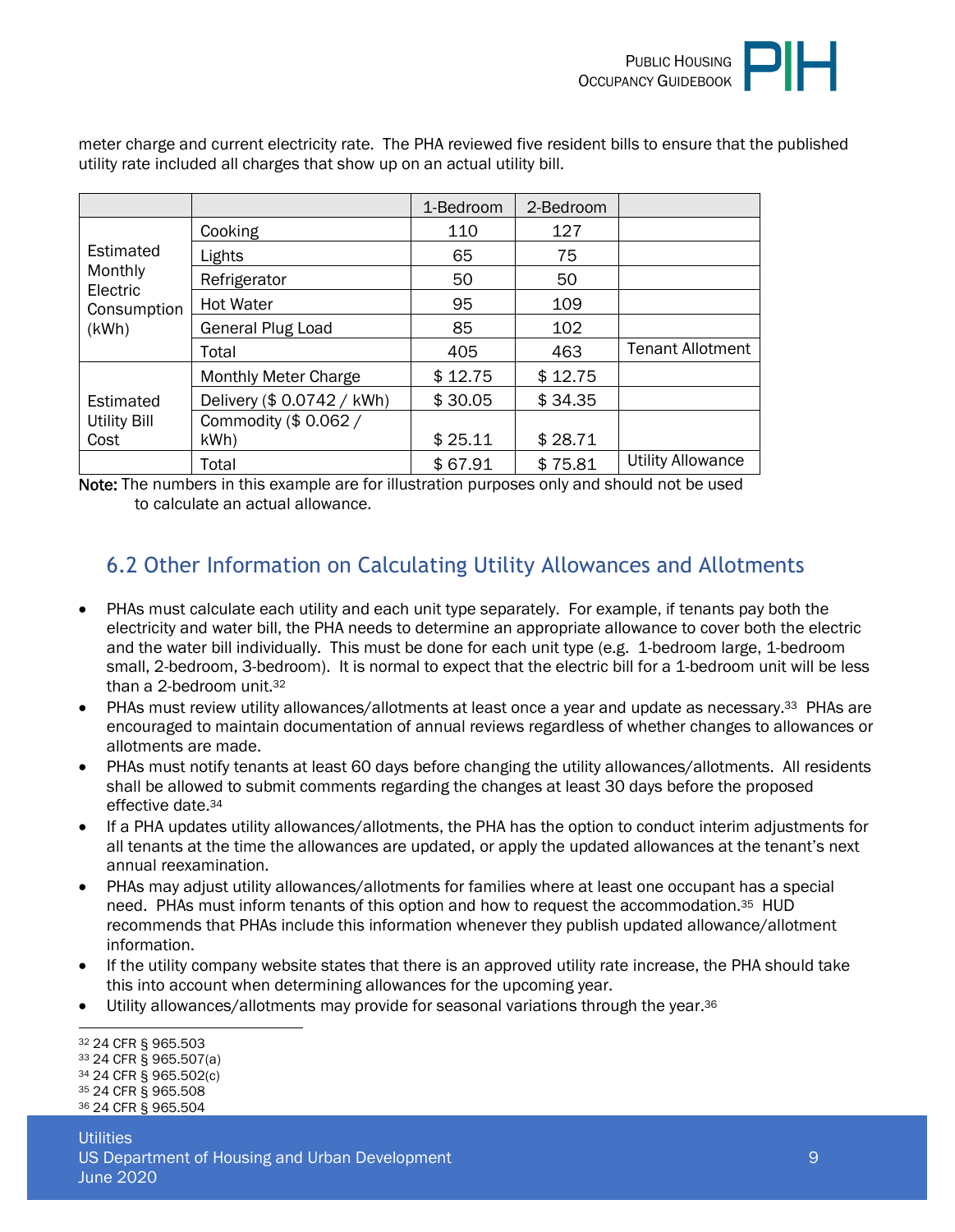meter charge and current electricity rate. The PHA reviewed five resident bills to ensure that the published utility rate included all charges that show up on an actual utility bill.

| | | 1-Bedroom | 2-Bedroom | |
|---|---|---|---|---|
| Estimated Monthly Electric Consumption (kWh) | Cooking | 110 | 127 | |
| | Lights | 65 | 75 | |
| | Refrigerator | 50 | 50 | |
| | Hot Water | 95 | 109 | |
| | General Plug Load | 85 | 102 | |
| | Total | 405 | 463 | Tenant Allotment |
| Estimated Utility Bill Cost | Monthly Meter Charge | $ 12.75 | $ 12.75 | |
| | Delivery ($ 0.0742 / kWh) | $ 30.05 | $ 34.35 | |
| | Commodity ($ 0.062 / kWh) | $ 25.11 | $ 28.71 | |
| | Total | $ 67.91 | $ 75.81 | Utility Allowance |

**Note:** The numbers in this example are for illustration purposes only and should not be used to calculate an actual allowance.

## 6.2 Other Information on Calculating Utility Allowances and Allotments

- PHAs must calculate each utility and each unit type separately. For example, if tenants pay both the electricity and water bill, the PHA needs to determine an appropriate allowance to cover both the electric and the water bill individually. This must be done for each unit type (e.g. 1-bedroom large, 1-bedroom small, 2-bedroom, 3-bedroom). It is normal to expect that the electric bill for a 1-bedroom unit will be less than a 2-bedroom unit.[32]
- PHAs must review utility allowances/allotments at least once a year and update as necessary.[33] PHAs are encouraged to maintain documentation of annual reviews regardless of whether changes to allowances or allotments are made.
- PHAs must notify tenants at least 60 days before changing the utility allowances/allotments. All residents shall be allowed to submit comments regarding the changes at least 30 days before the proposed effective date.[34]
- If a PHA updates utility allowances/allotments, the PHA has the option to conduct interim adjustments for all tenants at the time the allowances are updated, or apply the updated allowances at the tenant's next annual reexamination.
- PHAs may adjust utility allowances/allotments for families where at least one occupant has a special need. PHAs must inform tenants of this option and how to request the accommodation.[35] HUD recommends that PHAs include this information whenever they publish updated allowance/allotment information.
- If the utility company website states that there is an approved utility rate increase, the PHA should take this into account when determining allowances for the upcoming year.
- Utility allowances/allotments may provide for seasonal variations through the year.[36]

[32] 24 CFR § 965.503
[33] 24 CFR § 965.507(a)
[34] 24 CFR § 965.502(c)
[35] 24 CFR § 965.508
[36] 24 CFR § 965.504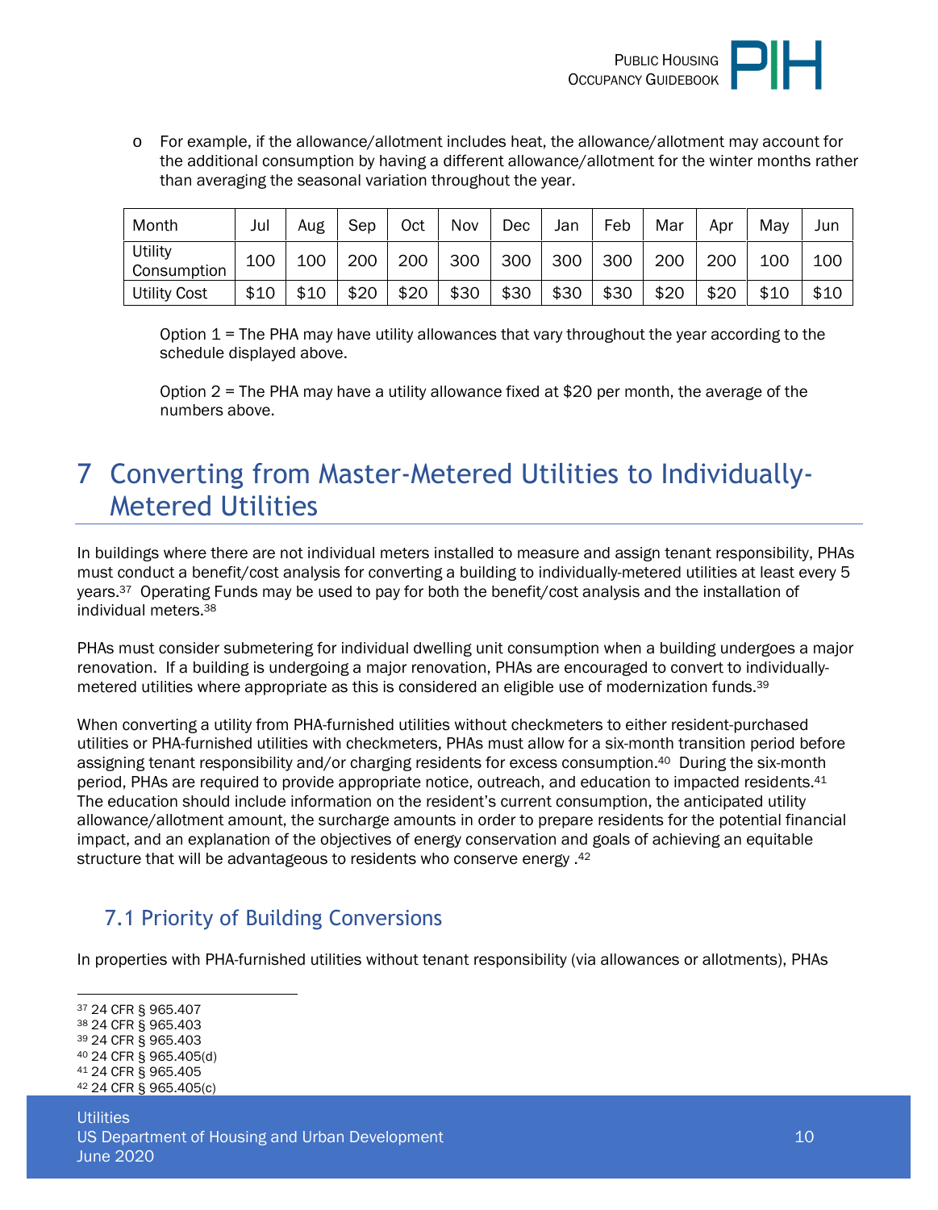- For example, if the allowance/allotment includes heat, the allowance/allotment may account for the additional consumption by having a different allowance/allotment for the winter months rather than averaging the seasonal variation throughout the year.

| Month | Jul | Aug | Sep | Oct | Nov | Dec | Jan | Feb | Mar | Apr | May | Jun |
|---|---|---|---|---|---|---|---|---|---|---|---|---|
| Utility Consumption | 100 | 100 | 200 | 200 | 300 | 300 | 300 | 300 | 200 | 200 | 100 | 100 |
| Utility Cost | $10 | $10 | $20 | $20 | $30 | $30 | $30 | $30 | $20 | $20 | $10 | $10 |

Option 1 = The PHA may have utility allowances that vary throughout the year according to the schedule displayed above.

Option 2 = The PHA may have a utility allowance fixed at $20 per month, the average of the numbers above.

# 7 Converting from Master-Metered Utilities to Individually-Metered Utilities

In buildings where there are not individual meters installed to measure and assign tenant responsibility, PHAs must conduct a benefit/cost analysis for converting a building to individually-metered utilities at least every 5 years.[37] Operating Funds may be used to pay for both the benefit/cost analysis and the installation of individual meters.[38]

PHAs must consider submetering for individual dwelling unit consumption when a building undergoes a major renovation. If a building is undergoing a major renovation, PHAs are encouraged to convert to individually-metered utilities where appropriate as this is considered an eligible use of modernization funds.[39]

When converting a utility from PHA-furnished utilities without checkmeters to either resident-purchased utilities or PHA-furnished utilities with checkmeters, PHAs must allow for a six-month transition period before assigning tenant responsibility and/or charging residents for excess consumption.[40] During the six-month period, PHAs are required to provide appropriate notice, outreach, and education to impacted residents.[41] The education should include information on the resident's current consumption, the anticipated utility allowance/allotment amount, the surcharge amounts in order to prepare residents for the potential financial impact, and an explanation of the objectives of energy conservation and goals of achieving an equitable structure that will be advantageous to residents who conserve energy .[42]

## 7.1 Priority of Building Conversions

In properties with PHA-furnished utilities without tenant responsibility (via allowances or allotments), PHAs

---

[37] 24 CFR § 965.407
[38] 24 CFR § 965.403
[39] 24 CFR § 965.403
[40] 24 CFR § 965.405(d)
[41] 24 CFR § 965.405
[42] 24 CFR § 965.405(c)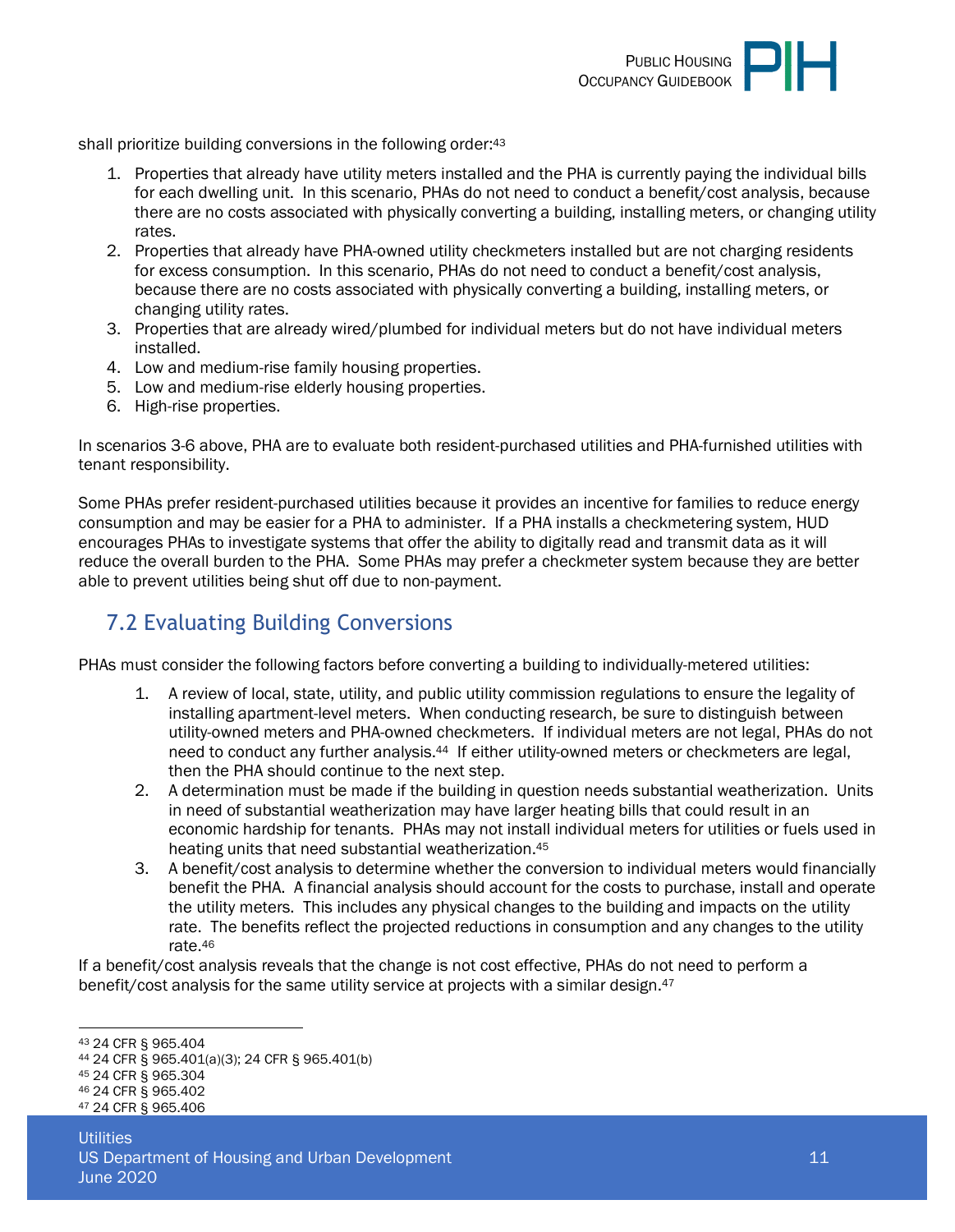shall prioritize building conversions in the following order:[43]

1. Properties that already have utility meters installed and the PHA is currently paying the individual bills for each dwelling unit. In this scenario, PHAs do not need to conduct a benefit/cost analysis, because there are no costs associated with physically converting a building, installing meters, or changing utility rates.
2. Properties that already have PHA-owned utility checkmeters installed but are not charging residents for excess consumption. In this scenario, PHAs do not need to conduct a benefit/cost analysis, because there are no costs associated with physically converting a building, installing meters, or changing utility rates.
3. Properties that are already wired/plumbed for individual meters but do not have individual meters installed.
4. Low and medium-rise family housing properties.
5. Low and medium-rise elderly housing properties.
6. High-rise properties.

In scenarios 3-6 above, PHA are to evaluate both resident-purchased utilities and PHA-furnished utilities with tenant responsibility.

Some PHAs prefer resident-purchased utilities because it provides an incentive for families to reduce energy consumption and may be easier for a PHA to administer. If a PHA installs a checkmetering system, HUD encourages PHAs to investigate systems that offer the ability to digitally read and transmit data as it will reduce the overall burden to the PHA. Some PHAs may prefer a checkmeter system because they are better able to prevent utilities being shut off due to non-payment.

## 7.2 Evaluating Building Conversions

PHAs must consider the following factors before converting a building to individually-metered utilities:

1. A review of local, state, utility, and public utility commission regulations to ensure the legality of installing apartment-level meters. When conducting research, be sure to distinguish between utility-owned meters and PHA-owned checkmeters. If individual meters are not legal, PHAs do not need to conduct any further analysis.[44] If either utility-owned meters or checkmeters are legal, then the PHA should continue to the next step.
2. A determination must be made if the building in question needs substantial weatherization. Units in need of substantial weatherization may have larger heating bills that could result in an economic hardship for tenants. PHAs may not install individual meters for utilities or fuels used in heating units that need substantial weatherization.[45]
3. A benefit/cost analysis to determine whether the conversion to individual meters would financially benefit the PHA. A financial analysis should account for the costs to purchase, install and operate the utility meters. This includes any physical changes to the building and impacts on the utility rate. The benefits reflect the projected reductions in consumption and any changes to the utility rate.[46]

If a benefit/cost analysis reveals that the change is not cost effective, PHAs do not need to perform a benefit/cost analysis for the same utility service at projects with a similar design.[47]

[43] 24 CFR § 965.404
[44] 24 CFR § 965.401(a)(3); 24 CFR § 965.401(b)
[45] 24 CFR § 965.304
[46] 24 CFR § 965.402
[47] 24 CFR § 965.406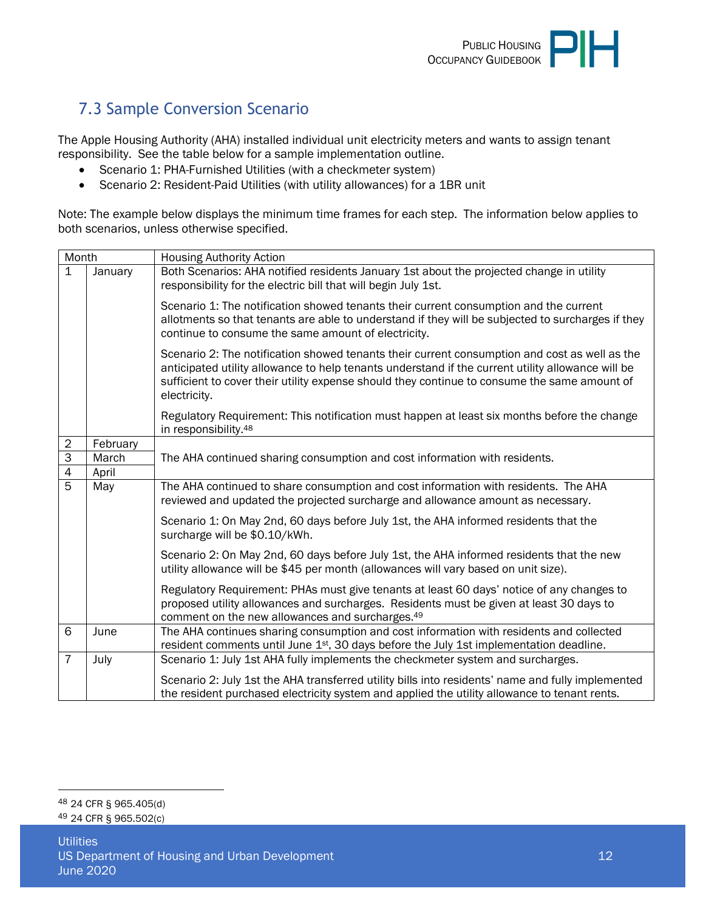## 7.3 Sample Conversion Scenario

The Apple Housing Authority (AHA) installed individual unit electricity meters and wants to assign tenant responsibility. See the table below for a sample implementation outline.

- Scenario 1: PHA-Furnished Utilities (with a checkmeter system)
- Scenario 2: Resident-Paid Utilities (with utility allowances) for a 1BR unit

Note: The example below displays the minimum time frames for each step. The information below applies to both scenarios, unless otherwise specified.

| Month | | Housing Authority Action |
|---|---|---|
| 1 | January | Both Scenarios: AHA notified residents January 1st about the projected change in utility responsibility for the electric bill that will begin July 1st.<br><br>Scenario 1: The notification showed tenants their current consumption and the current allotments so that tenants are able to understand if they will be subjected to surcharges if they continue to consume the same amount of electricity.<br><br>Scenario 2: The notification showed tenants their current consumption and cost as well as the anticipated utility allowance to help tenants understand if the current utility allowance will be sufficient to cover their utility expense should they continue to consume the same amount of electricity.<br><br>Regulatory Requirement: This notification must happen at least six months before the change in responsibility.[48] |
| 2 | February | The AHA continued sharing consumption and cost information with residents. |
| 3 | March | |
| 4 | April | |
| 5 | May | The AHA continued to share consumption and cost information with residents. The AHA reviewed and updated the projected surcharge and allowance amount as necessary.<br><br>Scenario 1: On May 2nd, 60 days before July 1st, the AHA informed residents that the surcharge will be $0.10/kWh.<br><br>Scenario 2: On May 2nd, 60 days before July 1st, the AHA informed residents that the new utility allowance will be $45 per month (allowances will vary based on unit size).<br><br>Regulatory Requirement: PHAs must give tenants at least 60 days' notice of any changes to proposed utility allowances and surcharges. Residents must be given at least 30 days to comment on the new allowances and surcharges.[49] |
| 6 | June | The AHA continues sharing consumption and cost information with residents and collected resident comments until June 1st, 30 days before the July 1st implementation deadline. |
| 7 | July | Scenario 1: July 1st AHA fully implements the checkmeter system and surcharges.<br><br>Scenario 2: July 1st the AHA transferred utility bills into residents' name and fully implemented the resident purchased electricity system and applied the utility allowance to tenant rents. |

[48] 24 CFR § 965.405(d)

[49] 24 CFR § 965.502(c)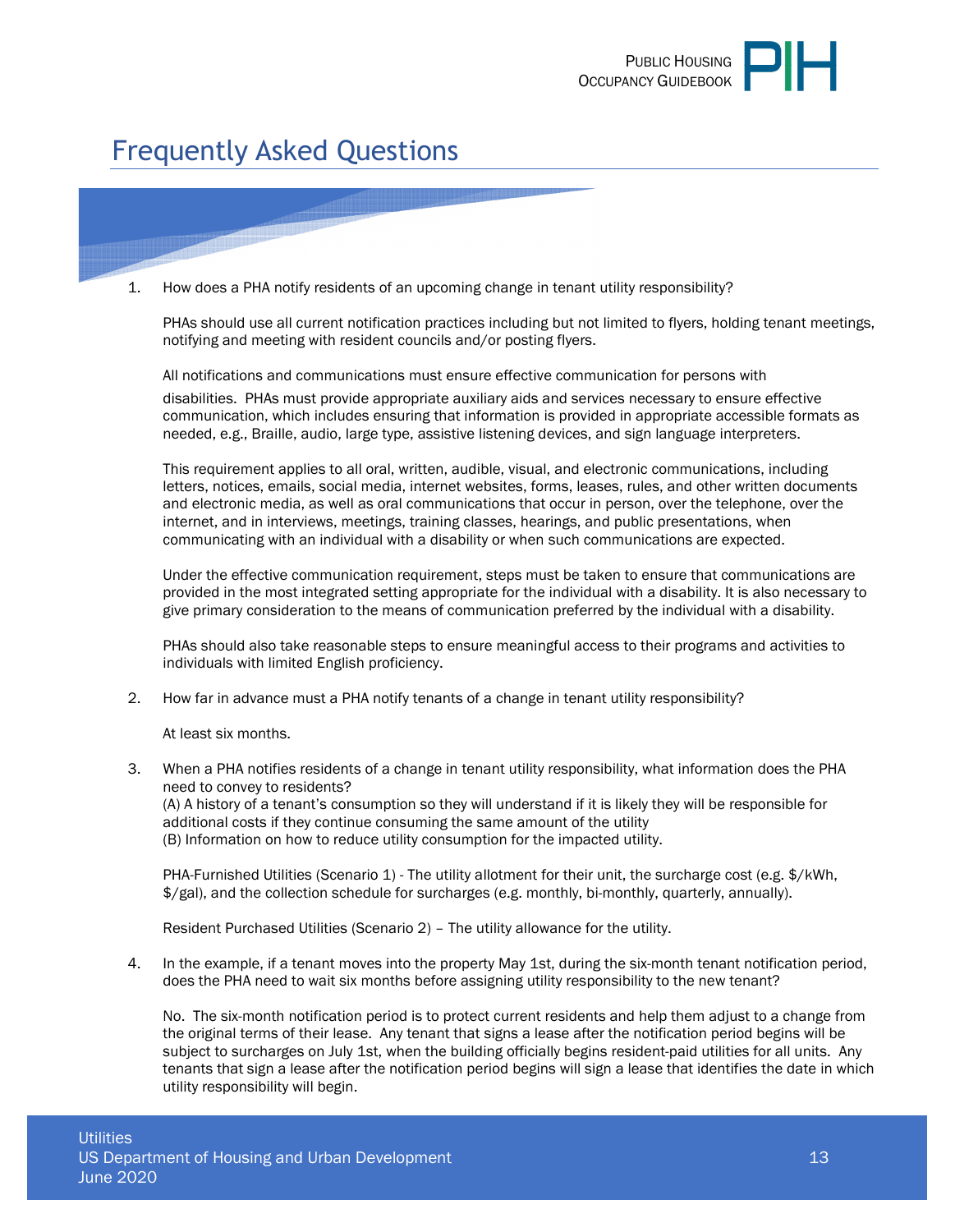# Frequently Asked Questions

1. How does a PHA notify residents of an upcoming change in tenant utility responsibility?

   PHAs should use all current notification practices including but not limited to flyers, holding tenant meetings, notifying and meeting with resident councils and/or posting flyers.

   All notifications and communications must ensure effective communication for persons with disabilities. PHAs must provide appropriate auxiliary aids and services necessary to ensure effective communication, which includes ensuring that information is provided in appropriate accessible formats as needed, e.g., Braille, audio, large type, assistive listening devices, and sign language interpreters.

   This requirement applies to all oral, written, audible, visual, and electronic communications, including letters, notices, emails, social media, internet websites, forms, leases, rules, and other written documents and electronic media, as well as oral communications that occur in person, over the telephone, over the internet, and in interviews, meetings, training classes, hearings, and public presentations, when communicating with an individual with a disability or when such communications are expected.

   Under the effective communication requirement, steps must be taken to ensure that communications are provided in the most integrated setting appropriate for the individual with a disability. It is also necessary to give primary consideration to the means of communication preferred by the individual with a disability.

   PHAs should also take reasonable steps to ensure meaningful access to their programs and activities to individuals with limited English proficiency.

2. How far in advance must a PHA notify tenants of a change in tenant utility responsibility?

   At least six months.

3. When a PHA notifies residents of a change in tenant utility responsibility, what information does the PHA need to convey to residents?
   (A) A history of a tenant's consumption so they will understand if it is likely they will be responsible for additional costs if they continue consuming the same amount of the utility
   (B) Information on how to reduce utility consumption for the impacted utility.

   PHA-Furnished Utilities (Scenario 1) - The utility allotment for their unit, the surcharge cost (e.g. $/kWh, $/gal), and the collection schedule for surcharges (e.g. monthly, bi-monthly, quarterly, annually).

   Resident Purchased Utilities (Scenario 2) – The utility allowance for the utility.

4. In the example, if a tenant moves into the property May 1st, during the six-month tenant notification period, does the PHA need to wait six months before assigning utility responsibility to the new tenant?

   No. The six-month notification period is to protect current residents and help them adjust to a change from the original terms of their lease. Any tenant that signs a lease after the notification period begins will be subject to surcharges on July 1st, when the building officially begins resident-paid utilities for all units. Any tenants that sign a lease after the notification period begins will sign a lease that identifies the date in which utility responsibility will begin.